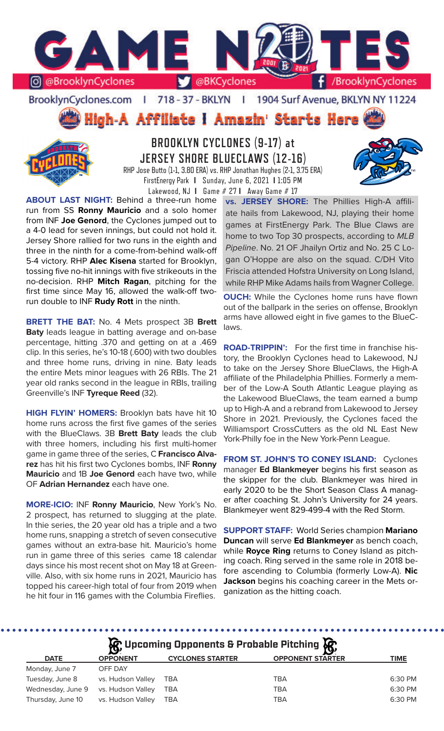# GAME NOTES

@BrooklynCyclones | @BKCyclones | /BrooklynCyclones

BrooklynCyclones.com | 718 - 37 - BKLYN | 1904 Surf Avenue, BKLYN NY 11224

**High-A Affiliate I Amazin' Starts Here**

## BROOKLYN CYCLONES (9-17) at JERSEY SHORE BLUECLAWS (12-16)

RHP Jose Butto (1-1, 3.80 ERA) vs. RHP Jonathan Hughes (2-1, 3.75 ERA)

FirstEnergy Park I Sunday, June 6, 2021 I 1:05 PM

Lakewood, NJ I Game # 27 I Away Game # 17

**ABOUT LAST NIGHT:** Behind a three-run home run from SS **Ronny Mauricio** and a solo homer from INF **Joe Genord**, the Cyclones jumped out to a 4-0 lead for seven innings, but could not hold it. Jersey Shore rallied for two runs in the eighth and three in the ninth for a come-from-behind walk-off 5-4 victory. RHP **Alec Kisena** started for Brooklyn, tossing five no-hit innings with five strikeouts in the no-decision. RHP **Mitch Ragan**, pitching for the first time since May 16, allowed the walk-off two-run double to INF **Rudy Rott** in the ninth.

**BRETT THE BAT:** No. 4 Mets prospect 3B **Brett Baty** leads league in batting average and on-base percentage, hitting .370 and getting on at a .469 clip. In this series, he's 10-18 (.600) with two doubles and three home runs, driving in nine. Baty leads the entire Mets minor leagues with 26 RBIs. The 21 year old ranks second in the league in RBIs, trailing Greenville's INF **Tyreque Reed** (32).

**HIGH FLYIN' HOMERS:** Brooklyn bats have hit 10 home runs across the first five games of the series with the BlueClaws. 3B **Brett Baty** leads the club with three homers, including his first multi-homer game in game three of the series, C **Francisco Alvarez** has hit his first two Cyclones bombs, INF **Ronny Mauricio** and 1B **Joe Genord** each have two, while OF **Adrian Hernandez** each have one.

**MORE-ICIO:** INF **Ronny Mauricio**, New York's No. 2 prospect, has returned to slugging at the plate. In thie series, the 20 year old has a triple and a two home runs, snapping a stretch of seven consecutive games without an extra-base hit. Mauricio's home run in game three of this series came 18 calendar days since his most recent shot on May 18 at Greenville. Also, with six home runs in 2021, Mauricio has topped his career-high total of four from 2019 when he hit four in 116 games with the Columbia Fireflies.

**vs. JERSEY SHORE:** The Phillies High-A affiliate hails from Lakewood, NJ, playing their home games at FirstEnergy Park. The Blue Claws are home to two Top 30 prospects, according to *MLB Pipeline*. No. 21 OF Jhailyn Ortiz and No. 25 C Logan O'Hoppe are also on the squad. C/DH Vito Friscia attended Hofstra University on Long Island, while RHP Mike Adams hails from Wagner College.

**OUCH:** While the Cyclones home runs have flown out of the ballpark in the series on offense, Brooklyn arms have allowed eight in five games to the BlueClaws.

**ROAD-TRIPPIN':** For the first time in franchise history, the Brooklyn Cyclones head to Lakewood, NJ to take on the Jersey Shore BlueClaws, the High-A affiliate of the Philadelphia Phillies. Formerly a member of the Low-A South Atlantic League playing as the Lakewood BlueClaws, the team earned a bump up to High-A and a rebrand from Lakewood to Jersey Shore in 2021. Previously, the Cyclones faced the Williamsport CrossCutters as the old NL East New York-Philly foe in the New York-Penn League.

**FROM ST. JOHN'S TO CONEY ISLAND:** Cyclones manager **Ed Blankmeyer** begins his first season as the skipper for the club. Blankmeyer was hired in early 2020 to be the Short Season Class A manager after coaching St. John's University for 24 years. Blankmeyer went 829-499-4 with the Red Storm.

**SUPPORT STAFF:** World Series champion **Mariano Duncan** will serve **Ed Blankmeyer** as bench coach, while **Royce Ring** returns to Coney Island as pitching coach. Ring served in the same role in 2018 before ascending to Columbia (formerly Low-A). **Nic Jackson** begins his coaching career in the Mets organization as the hitting coach.

### Upcoming Opponents & Probable Pitching

| DATE | OPPONENT | CYCLONES STARTER | OPPONENT STARTER | TIME |
|---|---|---|---|---|
| Monday, June 7 | OFF DAY | | | |
| Tuesday, June 8 | vs. Hudson Valley | TBA | TBA | 6:30 PM |
| Wednesday, June 9 | vs. Hudson Valley | TBA | TBA | 6:30 PM |
| Thursday, June 10 | vs. Hudson Valley | TBA | TBA | 6:30 PM |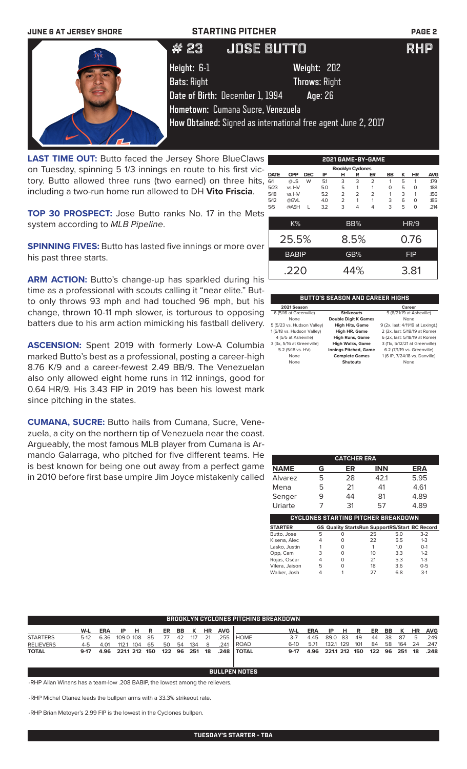# STARTING PITCHER

## # 23 JOSE BUTTO RHP

**Height:** 6-1 **Weight:** 202
**Bats:** Right **Throws:** Right
**Date of Birth:** December 1, 1994 **Age:** 26
**Hometown:** Cumana Sucre, Venezuela
**How Obtained:** Signed as international free agent June 2, 2017

**LAST TIME OUT:** Butto faced the Jersey Shore BlueClaws on Tuesday, spinning 5 1/3 innings en route to his first victory. Butto allowed three runs (two earned) on three hits, including a two-run home run allowed to DH **Vito Friscia**.

**TOP 30 PROSPECT:** Jose Butto ranks No. 17 in the Mets system according to *MLB Pipeline*.

**SPINNING FIVES:** Butto has lasted five innings or more over his past three starts.

**ARM ACTION:** Butto's change-up has sparkled during his time as a professional with scouts calling it "near elite." Butto only throws 93 mph and had touched 96 mph, but his change, thrown 10-11 mph slower, is torturous to opposing batters due to his arm action mimicking his fastball delivery.

**ASCENSION:** Spent 2019 with formerly Low-A Columbia marked Butto's best as a professional, posting a career-high 8.76 K/9 and a career-fewest 2.49 BB/9. The Venezuelan also only allowed eight home runs in 112 innings, good for 0.64 HR/9. His 3.43 FIP in 2019 has been his lowest mark since pitching in the states.

**CUMANA, SUCRE:** Butto hails from Cumana, Sucre, Venezuela, a city on the northern tip of Venezuela near the coast. Argueably, the most famous MLB player from Cumana is Armando Galarraga, who pitched for five different teams. He is best known for being one out away from a perfect game in 2010 before first base umpire Jim Joyce mistakenly called

### 2021 GAME-BY-GAME

Brooklyn Cyclones

| DATE | OPP | DEC | IP | H | R | ER | BB | K | HR | AVG |
|---|---|---|---|---|---|---|---|---|---|---|
| 6/1 | @JS | W | 5.1 | 3 | 3 | 2 | 1 | 5 | 1 | .179 |
| 5/23 | vs.HV | | 5.0 | 5 | 1 | 1 | 0 | 5 | 0 | .188 |
| 5/18 | vs.HV | | 5.2 | 2 | 2 | 2 | 1 | 3 | 1 | .156 |
| 5/12 | @GVL | | 4.0 | 2 | 1 | 1 | 3 | 6 | 0 | .185 |
| 5/5 | @ASH | L | 3.2 | 3 | 4 | 4 | 3 | 5 | 0 | .214 |

| K% | BB% | HR/9 |
|---|---|---|
| 25.5% | 8.5% | 0.76 |
| **BABIP** | **GB%** | **FIP** |
| .220 | 44% | 3.81 |

### BUTTO'S SEASON AND CAREER HIGHS

| 2021 Season | | Career |
|---|---|---|
| 6 (5/16 at Greenville) | Strikeouts | 9 (6/21/19 at Asheville) |
| None | Double Digit K Games | None |
| 5 (5/23 vs. Hudson Valley) | High Hits, Game | 9 (2x, last: 4/11/19 at Lexingt.) |
| 1 (5/18 vs. Hudson Valley) | High HR, Game | 2 (3x, last: 5/18/19 at Rome) |
| 4 (5/5 at Asheville) | High Runs, Game | 6 (2x, last: 5/18/19 at Rome) |
| 3 (3x, 5/16 at Greenville) | High Walks, Game | 3 (11x, 5/12/21 at Greenville) |
| 5.2 (5/18 vs. HV) | Innings Pitched, Game | 6.2 (7/1/19 vs. Greenville) |
| None | Complete Games | 1 (6 IP, 7/24/18 vs. Danville) |
| None | Shutouts | None |

### CATCHER ERA

| NAME | G | ER | INN | ERA |
|---|---|---|---|---|
| Alvarez | 5 | 28 | 42.1 | 5.95 |
| Mena | 5 | 21 | 41 | 4.61 |
| Senger | 9 | 44 | 81 | 4.89 |
| Uriarte | 7 | 31 | 57 | 4.89 |

### CYCLONES STARTING PITCHER BREAKDOWN

| STARTER | GS | Quality Starts | Run Support | RS/Start | BC Record |
|---|---|---|---|---|---|
| Butto, Jose | 5 | 0 | 25 | 5.0 | 3-2 |
| Kisena, Alec | 4 | 0 | 22 | 5.5 | 1-3 |
| Lasko, Justin | 1 | 0 | 1 | 1.0 | 0-1 |
| Opp, Cam | 3 | 0 | 10 | 3.3 | 1-2 |
| Rojas, Oscar | 4 | 0 | 21 | 5.3 | 1-3 |
| Vilera, Jaison | 5 | 0 | 18 | 3.6 | 0-5 |
| Walker, Josh | 4 | 1 | 27 | 6.8 | 3-1 |

### BROOKLYN CYCLONES PITCHING BREAKDOWN

| | W-L | ERA | IP | H | R | ER | BB | K | HR | AVG | | W-L | ERA | IP | H | R | ER | BB | K | HR | AVG |
|---|---|---|---|---|---|---|---|---|---|---|---|---|---|---|---|---|---|---|---|---|---|
| STARTERS | 5-12 | 6.36 | 109.0 | 108 | 85 | 77 | 42 | 117 | 21 | .255 | HOME | 3-7 | 4.45 | 89.0 | 83 | 49 | 44 | 38 | 87 | 5 | .249 |
| RELIEVERS | 4-5 | 4.01 | 112.1 | 104 | 65 | 50 | 54 | 134 | 8 | .241 | ROAD | 6-10 | 5.71 | 132.1 | 129 | 101 | 84 | 58 | 164 | 24 | .247 |
| TOTAL | 9-17 | 4.96 | 221.1 | 212 | 150 | 122 | 96 | 251 | 18 | .248 | TOTAL | 9-17 | 4.96 | 221.1 | 212 | 150 | 122 | 96 | 251 | 18 | .248 |

### BULLPEN NOTES

-RHP Allan Winans has a team-low .208 BABIP, the lowest among the relievers.

-RHP Michel Otanez leads the bullpen arms with a 33.3% strikeout rate.

-RHP Brian Metoyer's 2.99 FIP is the lowest in the Cyclones bullpen.

### TUESDAY'S STARTER - TBA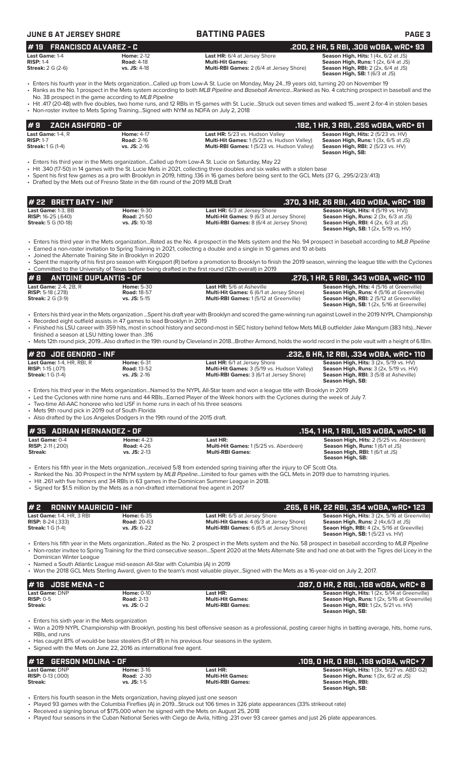**JUNE 6 AT JERSEY SHORE** — **BATTING PAGES**

## # 19 FRANCISCO ALVAREZ - C
**.200, 2 HR, 5 RBI, .306 wOBA, wRC+ 93**

| | | | |
|---|---|---|---|
| **Last Game:** 1-4 | **Home:** 2-12 | **Last HR:** 6/4 at Jersey Shore | **Season High, Hits:** 1 (4x, 6/2 at JS) |
| **RISP:** 1-4 | **Road:** 4-18 | **Multi-Hit Games:** | **Season High, Runs:** 1 (2x, 6/4 at JS) |
| **Streak:** 2 G (2-6) | **vs. JS:** 4-18 | **Multi-RBI Games:** 2 (6/4 at Jersey Shore) | **Season High, RBI:** 2 (2x, 6/4 at JS) |
| | | | **Season High, SB:** 1 (6/3 at JS) |

- Enters his fourth year in the Mets organization...Called up from Low-A St. Lucie on Monday, May 24...19 years old, turning 20 on November 19
- Ranks as the No. 1 prospect in the Mets system according to both *MLB Pipeline* and *Baseball America*...Ranked as No. 4 catching prospect in baseball and the No. 38 prospect in the game according to *MLB Pipeline*
- Hit .417 (20-48) with five doubles, two home runs, and 12 RBIs in 15 games with St. Lucie...Struck out seven times and walked 15...went 2-for-4 in stolen bases
- Non-roster invitee to Mets Spring Training...Signed with NYM as NDFA on July 2, 2018

## # 9 ZACH ASHFORD - OF
**.182, 1 HR, 3 RBI, .255 wOBA, wRC+ 61**

| | | | |
|---|---|---|---|
| **Last Game:** 1-4, R | **Home:** 4-17 | **Last HR:** 5/23 vs. Hudson Valley | **Season High, Hits:** 2 (5/23 vs. HV) |
| **RISP:** 1-7 | **Road:** 2-16 | **Multi-Hit Games:** 1 (5/23 vs. Hudson Valley) | **Season High, Runs:** 1 (3x, 6/5 at JS) |
| **Streak:** 1 G (1-4) | **vs. JS:** 2-16 | **Multi-RBI Games:** 1 (5/23 vs. Hudson Valley) | **Season High, RBI:** 2 (5/23 vs. HV) |
| | | | **Season High, SB:** |

- Enters his third year in the Mets organization...Called up from Low-A St. Lucie on Saturday, May 22
- Hit .340 (17-50) in 14 games with the St. Lucie Mets in 2021, collecting three doubles and six walks with a stolen base
- Spent his first few games as a pro with Brooklyn in 2019, hitting .136 in 16 games before being sent to the GCL Mets (37 G, .295/2/23/.413)
- Drafted by the Mets out of Fresno State in the 6th round of the 2019 MLB Draft

## # 22 BRETT BATY - INF
**.370, 3 HR, 26 RBI, .460 wOBA, wRC+ 189**

| | | | |
|---|---|---|---|
| **Last Game:** 1-3, BB | **Home:** 9-30 | **Last HR:** 6/3 at Jersey Shore | **Season High, Hits:** 4 (5/19 vs. HV)) |
| **RISP:** 16-25 (.640) | **Road:** 21-50 | **Multi-Hit Games:** 9 (6/3 at Jersey Shore) | **Season High, Runs:** 2 (3x, 6/3 at JS) |
| **Streak:** 5 G (10-18) | **vs. JS:** 10-18 | **Multi-RBI Games:** 8 (6/4 at Jersey Shore) | **Season High, RBI:** 4 (2x, 6/3 at JS) |
| | | | **Season High, SB:** 1 (2x, 5/19 vs. HV) |

- Enters his third year in the Mets organization...Rated as the No. 4 prospect in the Mets system and the No. 94 prospect in baseball according to *MLB Pipeline*
- Earned a non-roster invitation to Spring Training in 2021, collecting a double and a single in 10 games and 10 at-bats
- Joined the Alternate Training Site in Brooklyn in 2020
- Spent the majority of his first pro season with Kingsport (R) before a promotion to Brooklyn to finish the 2019 season, winning the league title with the Cyclones
- Committed to the University of Texas before being drafted in the first round (12th overall) in 2019

## # 8 ANTOINE DUPLANTIS - OF
**.276, 1 HR, 5 RBI, .343 wOBA, wRC+ 110**

| | | | |
|---|---|---|---|
| **Last Game:** 2-4, 2B, R | **Home:** 5-30 | **Last HR:** 5/6 at Asheville | **Season High, Hits:** 4 (5/16 at Greenville) |
| **RISP:** 5-18 (.278) | **Road:** 18-57 | **Multi-Hit Games:** 6 (6/1 at Jersey Shore) | **Season High, Runs:** 4 (5/16 at Greenville) |
| **Streak:** 2 G (3-9) | **vs. JS:** 5-15 | **Multi-RBI Games:** 1 (5/12 at Greenville) | **Season High, RBI:** 2 (5/12 at Greenville) |
| | | | **Season High, SB:** 1 (2x, 5/16 at Greenville) |

- Enters his third year in the Mets organization ...Spent his draft year with Brooklyn and scored the game-winning run against Lowell in the 2019 NYPL Championship
- Recorded eight outfield assists in 47 games to lead Brooklyn in 2019
- Finished his LSU career with 359 hits, most in school history and second-most in SEC history behind fellow Mets MiLB outfielder Jake Mangum (383 hits)...Never finished a season at LSU hitting lower than .316
- Mets 12th round pick, 2019...Also drafted in the 19th round by Cleveland in 2018...Brother Armond, holds the world record in the pole vault with a height of 6.18m.

## # 20 JOE GENORD - INF
**.232, 6 HR, 12 RBI, .334 wOBA, wRC+ 110**

| | | | |
|---|---|---|---|
| **Last Game:** 1-4, HR, RBI, R | **Home:** 6-31 | **Last HR:** 6/1 at Jersey Shore | **Season High, Hits:** 3 (2x, 5/19 vs. HV) |
| **RISP:** 1-15 (.071) | **Road:** 13-52 | **Multi-Hit Games:** 3 (5/19 vs. Hudson Valley) | **Season High, Runs:** 3 (2x, 5/19 vs. HV) |
| **Streak:** 1 G (1-4) | **vs. JS:** 2-16 | **Multi-RBI Games:** 3 (6/1 at Jersey Shore) | **Season High, RBI:** 3 (5/8 at Asheville) |
| | | | **Season High, SB:** |

- Enters his third year in the Mets organization...Named to the NYPL All-Star team and won a league title with Brooklyn in 2019
- Led the Cyclones with nine home runs and 44 RBIs...Earned Player of the Week honors with the Cyclones during the week of July 7.
- Two-time All-AAC honoree who led USF in home runs in each of his three seasons
- Mets 9th round pick in 2019 out of South Florida
- Also drafted by the Los Angeles Dodgers in the 19th round of the 2015 draft.

## # 35 ADRIAN HERNANDEZ - OF
**.154, 1 HR, 1 RBI, .183 wOBA, wRC+ 16**

| | | | |
|---|---|---|---|
| **Last Game:** 0-4 | **Home:** 4-23 | **Last HR:** | **Season High, Hits:** 2 (5/25 vs. Aberdeen) |
| **RISP:** 2-11 (.200) | **Road:** 4-26 | **Multi-Hit Games:** 1 (5/25 vs. Aberdeen) | **Season High, Runs:** 1 (6/1 at JS) |
| **Streak:** | **vs. JS:** 2-13 | **Multi-RBI Games:** | **Season High, RBI:** 1 (6/1 at JS) |
| | | | **Season High, SB:** |

- Enters his fifth year in the Mets organization...received 5/8 from extended spring training after the injury to OF Scott Ota.
- Ranked the No. 30 Prospect in the NYM system by *MLB Pipeline*...Limited to four games with the GCL Mets in 2019 due to hamstring injuries.
- Hit .261 with five homers and 34 RBIs in 63 games in the Dominican Summer League in 2018.
- Signed for $1.5 million by the Mets as a non-drafted international free agent in 2017

## # 2 RONNY MAURICIO - INF
**.265, 6 HR, 22 RBI, .354 wOBA, wRC+ 123**

| | | | |
|---|---|---|---|
| **Last Game:** 1-4, HR, 3 RBI | **Home:** 6-35 | **Last HR:** 6/5 at Jersey Shore | **Season High, Hits:** 3 (2x, 5/16 at Greenville) |
| **RISP:** 8-24 (.333) | **Road:** 20-63 | **Multi-Hit Games:** 4 (6/3 at Jersey Shore) | **Season High, Runs:** 2 (4x,6/3 at JS) |
| **Streak:** 1 G (1-4) | **vs. JS:** 6-22 | **Multi-RBI Games:** 6 (6/5 at Jersey Shore) | **Seaon High, RBI:** 4 (2x, 5/16 at Greeville) |
| | | | **Season High, SB:** 1 (5/23 vs. HV) |

- Enters his fifth year in the Mets organization...Rated as the No. 2 prospect in the Mets system and the No. 58 prospect in baseball according to *MLB Pipeline*
- Non-roster invitee to Spring Training for the third consecutive season...Spent 2020 at the Mets Alternate Site and had one at-bat with the Tigres del Licey in the Dominican Winter League
- Named a South Atlantic League mid-season All-Star with Columbia (A) in 2019
- Won the 2018 GCL Mets Sterling Award, given to the team's most valuable player...Signed with the Mets as a 16-year-old on July 2, 2017.

## # 16 JOSE MENA - C
**.087, 0 HR, 2 RBI, .168 wOBA, wRC+ 8**

| | | | |
|---|---|---|---|
| **Last Game:** DNP | **Home:** 0-10 | **Last HR:** | **Season High, Hits:** 1 (2x, 5/14 at Greenville) |
| **RISP:** 0-5 | **Road:** 2-13 | **Multi-Hit Games:** | **Season High, Runs:** 1 (2x, 5/16 at Greenville) |
| **Streak:** | **vs. JS:** 0-2 | **Multi-RBI Games:** | **Season High, RBI:** 1 (2x, 5/21 vs. HV) |
| | | | **Season High, SB:** |

- Enters his sixth year in the Mets organization
- Won a 2019 NYPL Championship with Brooklyn, posting his best offensive season as a professional, posting career highs in batting average, hits, home runs, RBIs, and runs
- Has caught 81% of would-be base stealers (51 of 81) in his previous four seasons in the system.
- Signed with the Mets on June 22, 2016 as international free agent.

## # 12 GERSON MOLINA - OF
**.109, 0 HR, 0 RBI, .168 wOBA, wRC+ 7**

| | | | |
|---|---|---|---|
| **Last Game:** DNP | **Home:** 3-16 | **Last HR:** | **Season High, Hits:** 1 (3x, 5/27 vs. ABD G2) |
| **RISP:** 0-13 (.000) | **Road:** 2-30 | **Multi-Hit Games:** | **Season High, Runs:** 1 (3x, 6/2 at JS) |
| **Streak:** | **vs. JS:** 1-5 | **Multi-RBI Games:** | **Season High, RBI:** |
| | | | **Season High, SB:** |

- Enters his fourth season in the Mets organization, having played just one season
- Played 93 games with the Columbia Fireflies (A) in 2019...Struck out 106 times in 326 plate appearances (33% strikeout rate)
- Received a signing bonus of $175,000 when he signed with the Mets on August 25, 2018
- Played four seasons in the Cuban National Series with Ciego de Avila, hitting .231 over 93 career games and just 26 plate appearances.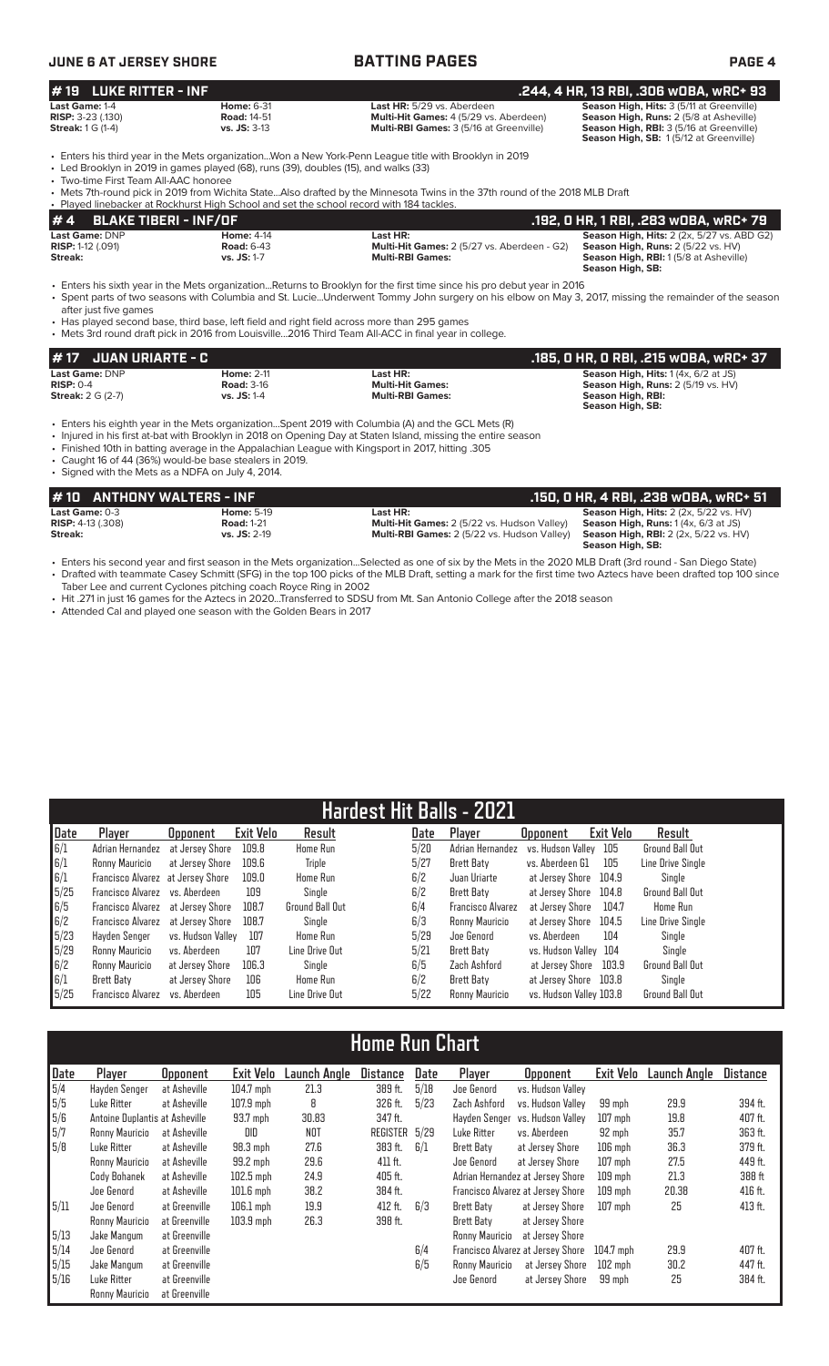## BATTING PAGES

## #19 LUKE RITTER - INF — .244, 4 HR, 13 RBI, .306 wOBA, wRC+ 93

| | | | |
|---|---|---|---|
| **Last Game:** 1-4 | **Home:** 6-31 | **Last HR:** 5/29 vs. Aberdeen | **Season High, Hits:** 3 (5/11 at Greenville) |
| **RISP:** 3-23 (.130) | **Road:** 14-51 | **Multi-Hit Games:** 4 (5/29 vs. Aberdeen) | **Season High, Runs:** 2 (5/8 at Asheville) |
| **Streak:** 1 G (1-4) | **vs. JS:** 3-13 | **Multi-RBI Games:** 3 (5/16 at Greenville) | **Season High, RBI:** 3 (5/16 at Greenville) |
| | | | **Season High, SB:** 1 (5/12 at Greenville) |

- Enters his third year in the Mets organization...Won a New York-Penn League title with Brooklyn in 2019
- Led Brooklyn in 2019 in games played (68), runs (39), doubles (15), and walks (33)
- Two-time First Team All-AAC honoree
- Mets 7th-round pick in 2019 from Wichita State...Also drafted by the Minnesota Twins in the 37th round of the 2018 MLB Draft
- Played linebacker at Rockhurst High School and set the school record with 184 tackles.

## #4 BLAKE TIBERI - INF/OF — .192, 0 HR, 1 RBI, .283 wOBA, wRC+ 79

| | | | |
|---|---|---|---|
| **Last Game:** DNP | **Home:** 4-14 | **Last HR:** | **Season High, Hits:** 2 (2x, 5/27 vs. ABD G2) |
| **RISP:** 1-12 (.091) | **Road:** 6-43 | **Multi-Hit Games:** 2 (5/27 vs. Aberdeen - G2) | **Season High, Runs:** 2 (5/22 vs. HV) |
| **Streak:** | **vs. JS:** 1-7 | **Multi-RBI Games:** | **Season High, RBI:** 1 (5/8 at Asheville) |
| | | | **Season High, SB:** |

- Enters his sixth year in the Mets organization...Returns to Brooklyn for the first time since his pro debut year in 2016
- Spent parts of two seasons with Columbia and St. Lucie...Underwent Tommy John surgery on his elbow on May 3, 2017, missing the remainder of the season after just five games
- Has played second base, third base, left field and right field across more than 295 games
- Mets 3rd round draft pick in 2016 from Louisville...2016 Third Team All-ACC in final year in college.

## #17 JUAN URIARTE - C — .185, 0 HR, 0 RBI, .215 wOBA, wRC+ 37

| | | | |
|---|---|---|---|
| **Last Game:** DNP | **Home:** 2-11 | **Last HR:** | **Season High, Hits:** 1 (4x, 6/2 at JS) |
| **RISP:** 0-4 | **Road:** 3-16 | **Multi-Hit Games:** | **Season High, Runs:** 2 (5/19 vs. HV) |
| **Streak:** 2 G (2-7) | **vs. JS:** 1-4 | **Multi-RBI Games:** | **Season High, RBI:** |
| | | | **Season High, SB:** |

- Enters his eighth year in the Mets organization...Spent 2019 with Columbia (A) and the GCL Mets (R)
- Injured in his first at-bat with Brooklyn in 2018 on Opening Day at Staten Island, missing the entire season
- Finished 10th in batting average in the Appalachian League with Kingsport in 2017, hitting .305
- Caught 16 of 44 (36%) would-be base stealers in 2019.
- Signed with the Mets as a NDFA on July 4, 2014.

## #10 ANTHONY WALTERS - INF — .150, 0 HR, 4 RBI, .238 wOBA, wRC+ 51

| | | | |
|---|---|---|---|
| **Last Game:** 0-3 | **Home:** 5-19 | **Last HR:** | **Season High, Hits:** 2 (2x, 5/22 vs. HV) |
| **RISP:** 4-13 (.308) | **Road:** 1-21 | **Multi-Hit Games:** 2 (5/22 vs. Hudson Valley) | **Season High, Runs:** 1 (4x, 6/3 at JS) |
| **Streak:** | **vs. JS:** 2-19 | **Multi-RBI Games:** 2 (5/22 vs. Hudson Valley) | **Season High, RBI:** 2 (2x, 5/22 vs. HV) |
| | | | **Season High, SB:** |

- Enters his second year and first season in the Mets organization...Selected as one of six by the Mets in the 2020 MLB Draft (3rd round - San Diego State)
- Drafted with teammate Casey Schmitt (SFG) in the top 100 picks of the MLB Draft, setting a mark for the first time two Aztecs have been drafted top 100 since Taber Lee and current Cyclones pitching coach Royce Ring in 2002
- Hit .271 in just 16 games for the Aztecs in 2020...Transferred to SDSU from Mt. San Antonio College after the 2018 season
- Attended Cal and played one season with the Golden Bears in 2017

## Hardest Hit Balls - 2021

| Date | Player | Opponent | Exit Velo | Result | Date | Player | Opponent | Exit Velo | Result |
|---|---|---|---|---|---|---|---|---|---|
| 6/1 | Adrian Hernandez | at Jersey Shore | 109.8 | Home Run | 5/20 | Adrian Hernandez | vs. Hudson Valley | 105 | Ground Ball Out |
| 6/1 | Ronny Mauricio | at Jersey Shore | 109.6 | Triple | 5/27 | Brett Baty | vs. Aberdeen G1 | 105 | Line Drive Single |
| 6/1 | Francisco Alvarez | at Jersey Shore | 109.0 | Home Run | 6/2 | Juan Uriarte | at Jersey Shore | 104.9 | Single |
| 5/25 | Francisco Alvarez | vs. Aberdeen | 109 | Single | 6/2 | Brett Baty | at Jersey Shore | 104.8 | Ground Ball Out |
| 6/5 | Francisco Alvarez | at Jersey Shore | 108.7 | Ground Ball Out | 6/4 | Francisco Alvarez | at Jersey Shore | 104.7 | Home Run |
| 6/2 | Francisco Alvarez | at Jersey Shore | 108.7 | Single | 6/3 | Ronny Mauricio | at Jersey Shore | 104.5 | Line Drive Single |
| 5/23 | Hayden Senger | vs. Hudson Valley | 107 | Home Run | 5/29 | Joe Genord | vs. Aberdeen | 104 | Single |
| 5/29 | Ronny Mauricio | vs. Aberdeen | 107 | Line Drive Out | 5/21 | Brett Baty | vs. Hudson Valley | 104 | Single |
| 6/2 | Ronny Mauricio | at Jersey Shore | 106.3 | Single | 6/5 | Zach Ashford | at Jersey Shore | 103.9 | Ground Ball Out |
| 6/1 | Brett Baty | at Jersey Shore | 106 | Home Run | 6/2 | Brett Baty | at Jersey Shore | 103.8 | Single |
| 5/25 | Francisco Alvarez | vs. Aberdeen | 105 | Line Drive Out | 5/22 | Ronny Mauricio | vs. Hudson Valley | 103.8 | Ground Ball Out |

## Home Run Chart

| Date | Player | Opponent | Exit Velo | Launch Angle | Distance | Date | Player | Opponent | Exit Velo | Launch Angle | Distance |
|---|---|---|---|---|---|---|---|---|---|---|---|
| 5/4 | Hayden Senger | at Asheville | 104.7 mph | 21.3 | 389 ft. | 5/18 | Joe Genord | vs. Hudson Valley | | | |
| 5/5 | Luke Ritter | at Asheville | 107.9 mph | 8 | 326 ft. | 5/23 | Zach Ashford | vs. Hudson Valley | 99 mph | 29.9 | 394 ft. |
| 5/6 | Antoine Duplantis | at Asheville | 93.7 mph | 30.83 | 347 ft. | | Hayden Senger | vs. Hudson Valley | 107 mph | 19.8 | 407 ft. |
| 5/7 | Ronny Mauricio | at Asheville | DID | NOT | REGISTER | 5/29 | Luke Ritter | vs. Aberdeen | 92 mph | 35.7 | 363 ft. |
| 5/8 | Luke Ritter | at Asheville | 98.3 mph | 27.6 | 383 ft. | 6/1 | Brett Baty | at Jersey Shore | 106 mph | 36.3 | 379 ft. |
| | Ronny Mauricio | at Asheville | 99.2 mph | 29.6 | 411 ft. | | Joe Genord | at Jersey Shore | 107 mph | 27.5 | 449 ft. |
| | Cody Bohanek | at Asheville | 102.5 mph | 24.9 | 405 ft. | | Adrian Hernandez | at Jersey Shore | 109 mph | 21.3 | 388 ft |
| | Joe Genord | at Asheville | 101.6 mph | 38.2 | 384 ft. | | Francisco Alvarez | at Jersey Shore | 109 mph | 20.38 | 416 ft. |
| 5/11 | Joe Genord | at Greenville | 106.1 mph | 19.9 | 412 ft. | 6/3 | Brett Baty | at Jersey Shore | 107 mph | 25 | 413 ft. |
| | Ronny Mauricio | at Greenville | 103.9 mph | 26.3 | 398 ft. | | Brett Baty | at Jersey Shore | | | |
| 5/13 | Jake Mangum | at Greenville | | | | | Ronny Mauricio | at Jersey Shore | | | |
| 5/14 | Joe Genord | at Greenville | | | | 6/4 | Francisco Alvarez | at Jersey Shore | 104.7 mph | 29.9 | 407 ft. |
| 5/15 | Jake Mangum | at Greenville | | | | 6/5 | Ronny Mauricio | at Jersey Shore | 102 mph | 30.2 | 447 ft. |
| 5/16 | Luke Ritter | at Greenville | | | | | Joe Genord | at Jersey Shore | 99 mph | 25 | 384 ft. |
| | Ronny Mauricio | at Greenville | | | | | | | | | |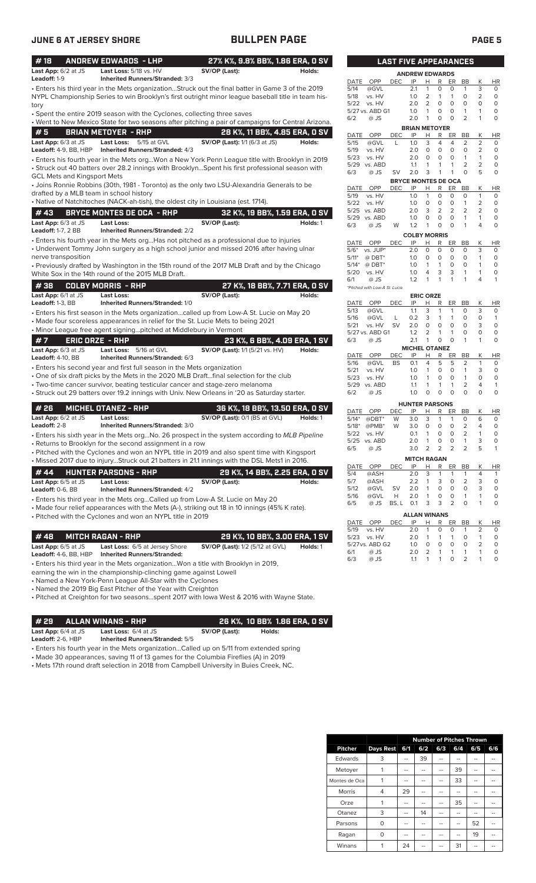## JUNE 6 AT JERSEY SHORE — BULLPEN PAGE

### # 18 ANDREW EDWARDS - LHP — 27% K%, 9.8% BB%, 1.86 ERA, 0 SV

**Last App:** 6/2 at JS **Last Loss:** 5/18 vs. HV **SV/OP (Last):** **Holds:**
**Leadoff:** 1-9 **Inherited Runners/Stranded:** 3/3

- Enters his third year in the Mets organization...Struck out the final batter in Game 3 of the 2019 NYPL Championship Series to win Brooklyn's first outright minor league baseball title in team history
- Spent the entire 2019 season with the Cyclones, collecting three saves
- Went to New Mexico State for two seasons after pitching a pair of campaigns for Central Arizona.

### # 5 BRIAN METOYER - RHP — 28 K%, 11 BB%, 4.85 ERA, 0 SV

**Last App:** 6/3 at JS **Last Loss:** 5/15 at GVL **SV/OP (Last):** 1/1 (6/3 at JS) **Holds:**
**Leadoff:** 4-9, BB, HBP **Inherited Runners/Stranded:** 4/3

- Enters his fourth year in the Mets org...Won a New York Penn League title with Brooklyn in 2019
- Struck out 40 batters over 28.2 innings with Brooklyn...Spent his first professional season with GCL Mets and Kingsport Mets
- Joins Ronnie Robbins (30th, 1981 - Toronto) as the only two LSU-Alexandria Generals to be drafted by a MLB team in school history
- Native of Natchitoches (NACK-ah-tish), the oldest city in Louisiana (est. 1714).

### # 43 BRYCE MONTES DE OCA - RHP — 32 K%, 19 BB%, 1.59 ERA, 0 SV

**Last App:** 6/3 at JS **Last Loss:** **SV/OP (Last):** **Holds:** 1
**Leadoff:** 1-7, 2 BB **Inherited Runners/Stranded:** 2/2

- Enters his fourth year in the Mets org...Has not pitched as a professional due to injuries
- Underwent Tommy John surgery as a high school junior and missed 2016 after having ulnar nerve transposition
- Previously drafted by Washington in the 15th round of the 2017 MLB Draft and by the Chicago White Sox in the 14th round of the 2015 MLB Draft.

### # 38 COLBY MORRIS - RHP — 27 K%, 18 BB%, 7.71 ERA, 0 SV

**Last App:** 6/1 at JS **Last Loss:** **SV/OP (Last):** **Holds:**
**Leadoff:** 1-3, BB **Inherited Runners/Stranded:** 1/0

- Enters his first season in the Mets organization...called up from Low-A St. Lucie on May 20
- Made four scoreless appearances in relief for the St. Lucie Mets to being 2021
- Minor League free agent signing...pitched at Middlebury in Vermont

### # 7 ERIC ORZE - RHP — 23 K%, 6 BB%, 4.09 ERA, 1 SV

**Last App:** 6/3 at JS **Last Loss:** 5/16 at GVL **SV/OP (Last):** 1/1 (5/21 vs. HV) **Holds:**
**Leadoff:** 4-10, BB **Inherited Runners/Stranded:** 6/3

- Enters his second year and first full season in the Mets organization
- One of six draft picks by the Mets in the 2020 MLB Draft...final selection for the club
- Two-time cancer survivor, beating testicular cancer and stage-zero melanoma
- Struck out 29 batters over 19.2 innings with Univ. New Orleans in '20 as Saturday starter.

### # 26 MICHEL OTANEZ - RHP — 36 K%, 18 BB%, 13.50 ERA, 0 SV

**Last App:** 6/2 at JS **Last Loss:** **SV/OP (Last):** 0/1 (BS at GVL) **Holds:** 1
**Leadoff:** 2-8 **Inherited Runners/Stranded:** 3/0

- Enters his sixth year in the Mets org...No. 26 prospect in the system according to *MLB Pipeline*
- Returns to Brooklyn for the second assignment in a row
- Pitched with the Cyclones and won an NYPL title in 2019 and also spent time with Kingsport
- Missed 2017 due to injury...Struck out 21 batters in 21.1 innings with the DSL Mets1 in 2016.

### # 44 HUNTER PARSONS - RHP — 29 K%, 14 BB%, 2.25 ERA, 0 SV

**Last App:** 6/5 at JS **Last Loss:** **SV/OP (Last):** **Holds:**
**Leadoff:** 0-6, BB **Inherited Runners/Stranded:** 4/2

- Enters his third year in the Mets org...Called up from Low-A St. Lucie on May 20
- Made four relief appearances with the Mets (A-), striking out 18 in 10 innings (45% K rate).
- Pitched with the Cyclones and won an NYPL title in 2019

### # 48 MITCH RAGAN - RHP — 29 K%, 10 BB%, 3.00 ERA, 1 SV

**Last App:** 6/5 at JS **Last Loss:** 6/5 at Jersey Shore **SV/OP (Last):** 1/2 (5/12 at GVL) **Holds:** 1
**Leadoff:** 4-6, BB, HBP **Inherited Runners/Stranded:**

- Enters his third year in the Mets organization...Won a title with Brooklyn in 2019, earning the win in the championship-clinching game against Lowell
- Named a New York-Penn League All-Star with the Cyclones
- Named the 2019 Big East Pitcher of the Year with Creighton
- Pitched at Creighton for two seasons...spent 2017 with Iowa West & 2016 with Wayne State.

### # 29 ALLAN WINANS - RHP — 26 K%, 10 BB% 1.86 ERA, 0 SV

**Last App:** 6/4 at JS **Last Loss:** 6/4 at JS **SV/OP (Last):** **Holds:**
**Leadoff:** 2-6, HBP **Inherited Runners/Stranded:** 5/5

- Enters his fourth year in the Mets organization...Called up on 5/11 from extended spring
- Made 30 appearances, saving 11 of 13 games for the Columbia Fireflies (A) in 2019
- Mets 17th round draft selection in 2018 from Campbell University in Buies Creek, NC.

## LAST FIVE APPEARANCES

**ANDREW EDWARDS**

| DATE | OPP | DEC | IP | H | R | ER | BB | K | HR |
|---|---|---|---|---|---|---|---|---|---|
| 5/14 | @GVL | | 2.1 | 1 | 0 | 0 | 1 | 3 | 0 |
| 5/18 | vs. HV | | 1.0 | 2 | 1 | 1 | 0 | 2 | 0 |
| 5/22 | vs. HV | | 2.0 | 2 | 0 | 0 | 0 | 0 | 0 |
| 5/27 | vs. ABD G1 | | 1.0 | 1 | 0 | 0 | 1 | 1 | 0 |
| 6/2 | @ JS | | 2.0 | 1 | 0 | 0 | 2 | 1 | 0 |

**BRIAN METOYER**

| DATE | OPP | DEC | IP | H | R | ER | BB | K | HR |
|---|---|---|---|---|---|---|---|---|---|
| 5/15 | @GVL | L | 1.0 | 3 | 4 | 4 | 2 | 2 | 0 |
| 5/19 | vs. HV | | 2.0 | 0 | 0 | 0 | 0 | 2 | 0 |
| 5/23 | vs. HV | | 2.0 | 0 | 0 | 0 | 1 | 1 | 0 |
| 5/29 | vs. ABD | | 1.1 | 1 | 1 | 1 | 2 | 2 | 0 |
| 6/3 | @ JS | SV | 2.0 | 3 | 1 | 1 | 0 | 5 | 0 |

**BRYCE MONTES DE OCA**

| DATE | OPP | DEC | IP | H | R | ER | BB | K | HR |
|---|---|---|---|---|---|---|---|---|---|
| 5/19 | vs. HV | | 1.0 | 1 | 0 | 0 | 0 | 1 | 0 |
| 5/22 | vs. HV | | 1.0 | 0 | 0 | 0 | 1 | 2 | 0 |
| 5/25 | vs. ABD | | 2.0 | 3 | 2 | 2 | 2 | 2 | 0 |
| 5/29 | vs. ABD | | 1.0 | 0 | 0 | 0 | 1 | 1 | 0 |
| 6/3 | @ JS | W | 1.2 | 1 | 0 | 0 | 1 | 4 | 0 |

**COLBY MORRIS**

| DATE | OPP | DEC | IP | H | R | ER | BB | K | HR |
|---|---|---|---|---|---|---|---|---|---|
| 5/6* | vs. JUP* | | 2.0 | 0 | 0 | 0 | 0 | 3 | 0 |
| 5/11* | @ DBT* | | 1.0 | 0 | 0 | 0 | 0 | 1 | 0 |
| 5/14* | @ DBT* | | 1.0 | 1 | 1 | 0 | 0 | 1 | 0 |
| 5/20 | vs. HV | | 1.0 | 4 | 3 | 3 | 1 | 1 | 0 |
| 6/1 | @ JS | | 1.2 | 1 | 1 | 1 | 1 | 4 | 1 |

*Pitched with Low-A St. Lucie

**ERIC ORZE**

| DATE | OPP | DEC | IP | H | R | ER | BB | K | HR |
|---|---|---|---|---|---|---|---|---|---|
| 5/13 | @GVL | | 1.1 | 3 | 1 | 1 | 0 | 3 | 0 |
| 5/16 | @GVL | L | 0.2 | 3 | 1 | 1 | 0 | 0 | 1 |
| 5/21 | vs. HV | SV | 2.0 | 0 | 0 | 0 | 0 | 3 | 0 |
| 5/27 | vs. ABD G1 | | 1.2 | 2 | 1 | 1 | 0 | 0 | 0 |
| 6/3 | @ JS | | 2.1 | 1 | 0 | 0 | 1 | 1 | 0 |

**MICHEL OTANEZ**

| DATE | OPP | DEC | IP | H | R | ER | BB | K | HR |
|---|---|---|---|---|---|---|---|---|---|
| 5/16 | @GVL | BS | 0.1 | 4 | 5 | 5 | 2 | 1 | 0 |
| 5/21 | vs. HV | | 1.0 | 1 | 0 | 0 | 1 | 3 | 0 |
| 5/23 | vs. HV | | 1.0 | 1 | 0 | 0 | 1 | 0 | 0 |
| 5/29 | vs. ABD | | 1.1 | 1 | 1 | 1 | 2 | 4 | 1 |
| 6/2 | @ JS | | 1.0 | 0 | 0 | 0 | 0 | 0 | 0 |

**HUNTER PARSONS**

| DATE | OPP | DEC | IP | H | R | ER | BB | K | HR |
|---|---|---|---|---|---|---|---|---|---|
| 5/14* | @DBT* | W | 3.0 | 3 | 1 | 1 | 0 | 6 | 0 |
| 5/18* | @PMB* | W | 3.0 | 0 | 0 | 0 | 2 | 4 | 0 |
| 5/22 | vs. HV | | 0.1 | 1 | 0 | 0 | 2 | 1 | 0 |
| 5/25 | vs. ABD | | 2.0 | 1 | 0 | 0 | 1 | 3 | 0 |
| 6/5 | @ JS | | 3.0 | 2 | 2 | 2 | 2 | 5 | 1 |

**MITCH RAGAN**

| DATE | OPP | DEC | IP | H | R | ER | BB | K | HR |
|---|---|---|---|---|---|---|---|---|---|
| 5/4 | @ASH | | 2.0 | 3 | 1 | 1 | 1 | 4 | 1 |
| 5/7 | @ASH | | 2.2 | 1 | 3 | 0 | 2 | 3 | 0 |
| 5/12 | @GVL | SV | 2.0 | 1 | 0 | 0 | 0 | 3 | 0 |
| 5/16 | @GVL | H | 2.0 | 1 | 0 | 0 | 1 | 1 | 0 |
| 6/5 | @ JS | BS, L | 0.1 | 3 | 3 | 2 | 0 | 1 | 0 |

**ALLAN WINANS**

| DATE | OPP | DEC | IP | H | R | ER | BB | K | HR |
|---|---|---|---|---|---|---|---|---|---|
| 5/19 | vs. HV | | 2.0 | 1 | 0 | 0 | 1 | 2 | 0 |
| 5/23 | vs. HV | | 2.0 | 1 | 1 | 1 | 0 | 1 | 0 |
| 5/27 | vs. ABD G2 | | 1.0 | 0 | 0 | 0 | 0 | 2 | 0 |
| 6/1 | @ JS | | 2.0 | 2 | 1 | 1 | 1 | 1 | 0 |
| 6/3 | @ JS | | 1.1 | 1 | 1 | 0 | 2 | 1 | 0 |

| | | Number of Pitches Thrown | | | | | |
|---|---|---|---|---|---|---|---|
| **Pitcher** | **Days Rest** | **6/1** | **6/2** | **6/3** | **6/4** | **6/5** | **6/6** |
| Edwards | 3 | -- | 39 | -- | -- | -- | -- |
| Metoyer | 1 | -- | -- | -- | 39 | -- | -- |
| Montes de Oca | 1 | -- | -- | -- | 33 | -- | -- |
| Morris | 4 | 29 | -- | -- | -- | -- | -- |
| Orze | 1 | -- | -- | -- | 35 | -- | -- |
| Otanez | 3 | -- | 14 | -- | -- | -- | -- |
| Parsons | 0 | -- | -- | -- | -- | 52 | -- |
| Ragan | 0 | -- | -- | -- | -- | 19 | -- |
| Winans | 1 | 24 | -- | -- | 31 | -- | -- |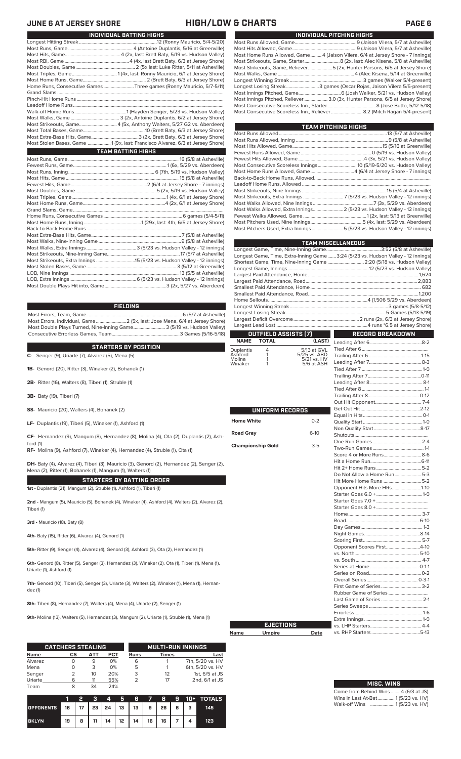# HIGH/LOW & CHARTS

## INDIVIDUAL BATTING HIGHS

| | |
|---|---|
| Longest Hitting Streak | 12 (Ronny Mauricio, 5/4-5/20) |
| Most Runs, Game | 4 (Antoine Duplantis, 5/16 at Greenville) |
| Most Hits, Game | 4 (2x, last: Brett Baty, 5/19 vs. Hudson Valley) |
| Most RBI, Game | 4 (4x, last Brett Baty, 6/3 at Jersey Shore) |
| Most Doubles, Game | 2 (5x last: Luke Ritter, 5/11 at Asheville) |
| Most Triples, Game | 1 (4x, last: Ronny Mauricio, 6/1 at Jersey Shore) |
| Most Home Runs, Game | 2 (Brett Baty, 6/3 at Jersey Shore) |
| Home Runs, Consecutive Games | Three games (Ronny Mauricio, 5/7-5/11) |
| Grand Slams | |
| Pinch-Hit Home Runs | |
| Leadoff Home Runs | |
| Walk-off Home Runs | 1 (Hayden Senger, 5/23 vs. Hudson Valley) |
| Most Walks, Game | 3 (2x, Antoine Duplantis, 6/2 at Jersey Shore) |
| Most Strikeouts, Game | 4 (5x, Anthony Walters, 5/27 G2 vs. Aberdeen) |
| Most Total Bases, Game | 10 (Brett Baty, 6/3 at Jersey Shore) |
| Most Extra-Base Hits, Game | 3 (2x, Brett Baty, 6/3 at Jersey Shore) |
| Most Stolen Bases, Game | 1 (9x, last: Francisco Alvarez, 6/3 at Jersey Shore) |

## TEAM BATTING HIGHS

| | |
|---|---|
| Most Runs, Game | 16 (5/8 at Asheville) |
| Fewest Runs, Game | 1 (6x, 5/29 vs. Aberdeen) |
| Most Runs, Inning | 6 (7th, 5/19 vs. Hudson Valley) |
| Most Hits, Game | 15 (5/8 at Asheville) |
| Fewest Hits, Game | 2 (6/4 at Jersey Shore - 7 innings) |
| Most Doubles, Game | 5 (2x, 5/19 vs. Hudson Valley) |
| Most Triples, Game | 1 (4x, 6/1 at Jersey Shore) |
| Most Home Runs, Game | 4 (2x, 6/1 at Jersey Shore) |
| Grand Slams, Game | |
| Home Runs, Consecutive Games | 6 games (5/4-5/11) |
| Most Home Runs, Inning | 1 (29x, last: 4th, 6/5 at Jersey Shore) |
| Back-to-Back Home Runs | |
| Most Extra-Base Hits, Game | 7 (5/8 at Asheville) |
| Most Walks, Nine-Inning Game | 9 (5/8 at Asheville) |
| Most Walks, Extra Innings | 3 (5/23 vs. Hudson Valley - 12 innings) |
| Most Strikeouts, Nine-Inning Game | 17 (5/7 at Asheville) |
| Most Strikeouts, Extra Innings | 15 (5/23 vs. Hudson Valley - 12 innings) |
| Most Stolen Bases, Game | 3 (5/12 at Greenville) |
| LOB, Nine Innings | 13 (5/5 at Asheville) |
| LOB, Extra Innings | 6 (5/23 vs. Hudson Valley - 12 innings) |
| Most Double Plays Hit into, Game | 3 (2x, 5/27 vs. Aberdeen) |

## FIELDING

| | |
|---|---|
| Most Errors, Team, Game | 6 (5/7 at Asheville) |
| Most Errors, Individual, Game | 2 (5x, last: Jose Mena, 6/4 at Jersey Shore) |
| Most Double Plays Turned, Nine-Inning Game | 3 (5/19 vs. Hudson Valley) |
| Consecutive Errorless Games, Team | 3 Games (5/16-5/18) |

## STARTERS BY POSITION

**C-** Senger (9), Uriarte (7), Alvarez (5), Mena (5)

**1B-** Genord (20), Ritter (3), Winaker (2), Bohanek (1)

**2B-** Ritter (16), Walters (8), Tiberi (1), Struble (1)

**3B-** Baty (19), Tiberi (7)

**SS-** Mauricio (20), Walters (4), Bohanek (2)

**LF-** Duplantis (19), Tiberi (5), Winaker (1), Ashford (1)

**CF-** Hernandez (9), Mangum (8), Hernandez (8), Molina (4), Ota (2), Duplantis (2), Ashford (1)

**RF-** Molina (9), Ashford (7), Winaker (4), Hernandez (4), Struble (1), Ota (1)

**DH-** Baty (4), Alvarez (4), Tiberi (3), Mauricio (3), Genord (2), Hernandez (2), Senger (2), Mena (2), Ritter (1), Bohanek (1), Mangum (1), Walters (1)

## STARTERS BY BATTING ORDER

**1st -** Duplantis (21), Mangum (2), Struble (1), Ashford (1), Tiberi (1)

**2nd -** Mangum (5), Mauricio (5), Bohanek (4), Winaker (4), Ashford (4), Walters (2), Alvarez (2), Tiberi (1)

**3rd -** Mauricio (18), Baty (8)

**4th-** Baty (15), Ritter (6), Alvarez (4), Genord (1)

**5th-** Ritter (9), Senger (4), Alvarez (4), Genord (3), Ashford (3), Ota (2), Hernandez (1)

**6th-** Genord (8), Ritter (5), Senger (5), Hernandez (3), Winaker (2), Ota (1), Tiberi (1), Mena (1), Uriarte (1), Ashford (1)

**7th-** Genord (10), Tiberi (5), Senger (3), Uriarte (3), Walters (2), Winaker (1), Mena (1), Hernandez (1)

**8th-** Tiberi (8), Hernandez (7), Walters (4), Mena (4), Uriarte (2), Senger (1)

**9th-** Molina (13), Walters (5), Hernandez (3), Mangum (2), Uriarte (1), Struble (1), Mena (1)

## CATCHERS STEALING

| Name | CS | ATT | PCT |
|---|---|---|---|
| Alvarez | 0 | 9 | 0% |
| Mena | 0 | 3 | 0% |
| Senger | 2 | 10 | 20% |
| Uriarte | 6 | 11 | 55% |
| Team | 8 | 34 | 24% |

## MULTI-RUN INNINGS

| Runs | Times | Last |
|---|---|---|
| 6 | 1 | 7th, 5/20 vs. HV |
| 5 | 1 | 6th, 5/20 vs. HV |
| 3 | 12 | 1st, 6/5 at JS |
| 2 | 17 | 2nd, 6/1 at JS |

| | 1 | 2 | 3 | 4 | 5 | 6 | 7 | 8 | 9 | 10+ | TOTALS |
|---|---|---|---|---|---|---|---|---|---|---|---|
| OPPONENTS | 16 | 17 | 23 | 24 | 13 | 13 | 9 | 26 | 6 | 3 | 145 |
| BKLYN | 19 | 8 | 11 | 14 | 12 | 14 | 16 | 16 | 7 | 4 | 123 |

## INDIVIDUAL PITCHING HIGHS

| | |
|---|---|
| Most Runs Allowed, Game | 9 (Jaison Vilera, 5/7 at Asheville) |
| Most Hits Allowed, Game | 9 (Jaison Vilera, 5/7 at Asheville) |
| Most Home Runs Allowed, Game | 4 (Jaison Vilera, 6/4 at Jersey Shore - 7 innings) |
| Most Strikeouts, Game, Starter | 8 (2x, last: Alec Kisena, 5/8 at Asheville) |
| Most Strikeouts, Game, Reliever | 5 (2x, Hunter Parsons, 6/5 at Jersey Shore) |
| Most Walks, Game | 4 (Alec Kisena, 5/14 at Greenville) |
| Longest Winning Streak | 3 games (Walker 5/4-present) |
| Longest Losing Streak | 3 games (Oscar Rojas, Jaison Vilera 5/5-present) |
| Most Innings Pitched, Game | 6 (Josh Walker, 5/21 vs. Hudson Valley) |
| Most Innings Pitched, Reliever | 3.0 (3x, Hunter Parsons, 6/5 at Jersey Shore) |
| Most Consecutive Scoreless Inn., Starter | 8 (Jose Butto, 5/12-5/18) |
| Most Consecutive Scoreless Inn., Reliever | 8.2 (Mitch Ragan 5/4-present) |

## TEAM PITCHING HIGHS

| | |
|---|---|
| Most Runs Allowed | 13 (5/7 at Asheville) |
| Most Runs Allowed, Inning | 9 (5/8 at Asheville) |
| Most Hits Allowed, Game | 15 (5/16 at Greenville) |
| Fewest Runs Allowed, Game | 0 (5/19 vs. Hudson Valley) |
| Fewest Hits Allowed, Game | 4 (3x, 5/21 vs. Hudson Valley) |
| Most Consecutive Scoreless Innings | 10 (5/19-5/20 vs. Hudson Valley) |
| Most Home Runs Allowed, Game | 4 (6/4 at Jersey Shore - 7 innings) |
| Back-to-Back Home Runs, Allowed | |
| Leadoff Home Runs, Allowed | |
| Most Strikeouts, Nine Innings | 15 (5/4 at Asheville) |
| Most Strikeouts, Extra Innings | 7 (5/23 vs. Hudson Valley - 12 innings) |
| Most Walks Allowed, Nine Innings | 7 (3x, 5/29 vs. Aberdeen) |
| Most Walks Allowed, Extra Innings | 2 (5/23 vs. Hudson Valley - 12 innings) |
| Fewest Walks Allowed, Game | 1 (2x, last: 5/13 at Greenville) |
| Most Pitchers Used, Nine Innings | 5 (4x, last: 5/29 vs. Aberdeen) |
| Most Pitchers Used, Extra Innings | 5 (5/23 vs. Hudson Valley - 12 innings) |

## TEAM MISCELLANEOUS

| | |
|---|---|
| Longest Game, Time, Nine-Inning Game | 3:52 (5/8 at Asheville) |
| Longest Game, Time, Extra-Inning Game | 3:24 (5/23 vs. Hudson Valley - 12 innings) |
| Shortest Game, Time, Nine-Inning Game | 2:20 (5/18 vs. Hudson Valley) |
| Longest Game, Innings | 12 (5/23 vs. Hudson Valley) |
| Largest Paid Attendance, Home | 1,624 |
| Largest Paid Attendance, Road | 2,883 |
| Smallest Paid Attendance, Home | 682 |
| Smallest Paid Attendance, Road | 1,200 |
| Home Sellouts | 4 (1,506 5/29 vs. Aberdeen) |
| Longest Winning Streak | 3 games (5/8-5/12) |
| Longest Losing Streak | 5 Games (5/13-5/19) |
| Largest Deficit Overcome | 2 runs (2x, 6/3 at Jersey Shore) |
| Largest Lead Lost | 4 runs *6.5 at Jersey Shore) |

## OUTFIELD ASSISTS (7)

| NAME | TOTAL | (LAST) |
|---|---|---|
| Duplantis | 4 | 5/13 at GVL |
| Ashford | 1 | 5/25 vs. ABD |
| Molina | 1 | 5/21 vs. HV |
| Winaker | 1 | 5/6 at ASH |

## UNIFORM RECORDS

| | |
|---|---|
| Home White | 0-2 |
| Road Gray | 6-10 |
| Championship Gold | 3-5 |

## EJECTIONS

| Name | Umpire | Date |
|---|---|---|

## RECORD BREAKDOWN

| | |
|---|---|
| Leading After 6 | 8-2 |
| Tied After 6 | |
| Trailing After 6 | 1-15 |
| Leading After 7 | 8-3 |
| Tied After 7 | 1-0 |
| Trailing After 7 | 0-11 |
| Leading After 8 | 8-1 |
| Tied After 8 | 1-1 |
| Trailing After 8 | 0-12 |
| Out Hit Opponent | 7-4 |
| Get Out Hit | 2-12 |
| Equal in Hits | 0-1 |
| Quality Start | 1-0 |
| Non Quality Start | 8-17 |
| Shutouts | |
| One-Run Games | 2-4 |
| Two-Run Games | 1-1 |
| Score 4 or More Runs | 8-6 |
| Hit a Home Run | 6-11 |
| Hit 2+ Home Runs | 5-2 |
| Do Not Allow a Home Run | 5-3 |
| Hit More Home Runs | 5-2 |
| Opponent Hits More HRs | 1-10 |
| Starter Goes 6.0 + | 1-0 |
| Starter Goes 7.0 + | |
| Starter Goes 8.0 + | |
| Home | 3-7 |
| Road | 6-10 |
| Day Games | 1-3 |
| Night Games | 8-14 |
| Scoring First | 5-7 |
| Opponent Scores First | 4-10 |
| vs. North | 5-10 |
| vs. South | 4-7 |
| Series at Home | 0-1-1 |
| Series on Road | 0-2 |
| Overall Series | 0-3-1 |
| First Game of Series | 3-2 |
| Rubber Game of Series | |
| Last Game of Series | 2-1 |
| Series Sweeps | |
| Errorless | 1-6 |
| Extra Innings | 1-0 |
| vs. LHP Starters | 4-4 |
| vs. RHP Starters | 5-13 |

## MISC. WINS

| | |
|---|---|
| Come from Behind Wins | 4 (6/3 at JS) |
| Wins in Last At-Bat | 1 (5/23 vs. HV) |
| Walk-off Wins | 1 (5/23 vs. HV) |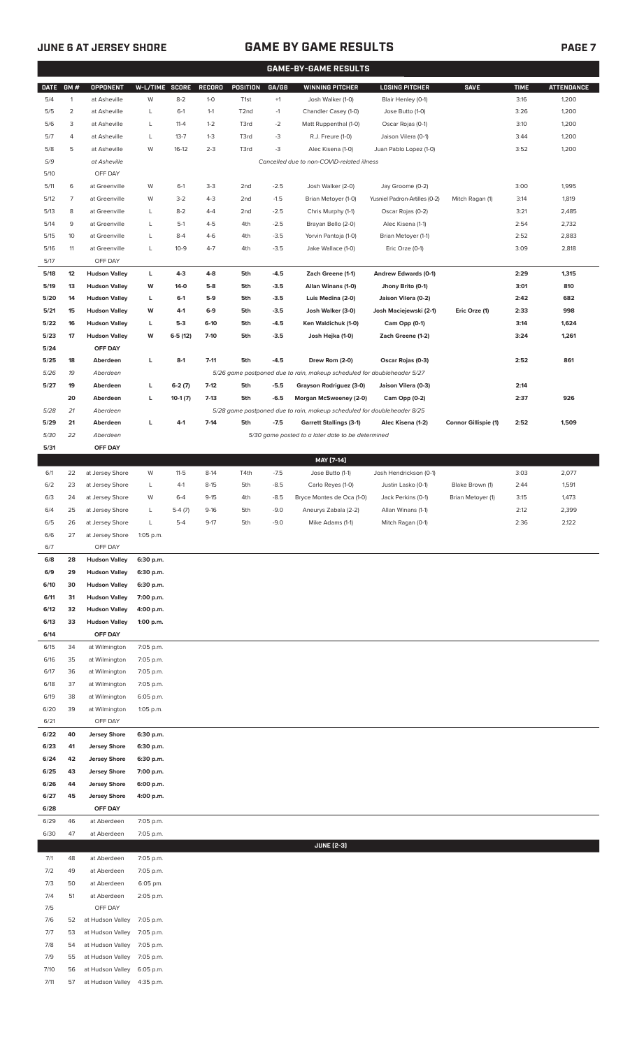## JUNE 6 AT JERSEY SHORE

## GAME BY GAME RESULTS

### GAME-BY-GAME RESULTS

| DATE | GM # | OPPONENT | W-L/TIME | SCORE | RECORD | POSITION | GA/GB | WINNING PITCHER | LOSING PITCHER | SAVE | TIME | ATTENDANCE |
|---|---|---|---|---|---|---|---|---|---|---|---|---|
| 5/4 | 1 | at Asheville | W | 8-2 | 1-0 | T1st | +1 | Josh Walker (1-0) | Blair Henley (0-1) | | 3:16 | 1,200 |
| 5/5 | 2 | at Asheville | L | 6-1 | 1-1 | T2nd | -1 | Chandler Casey (1-0) | Jose Butto (1-0) | | 3:26 | 1,200 |
| 5/6 | 3 | at Asheville | L | 11-4 | 1-2 | T3rd | -2 | Matt Ruppenthal (1-0) | Oscar Rojas (0-1) | | 3:10 | 1,200 |
| 5/7 | 4 | at Asheville | L | 13-7 | 1-3 | T3rd | -3 | R.J. Freure (1-0) | Jaison Vilera (0-1) | | 3:44 | 1,200 |
| 5/8 | 5 | at Asheville | W | 16-12 | 2-3 | T3rd | -3 | Alec Kisena (1-0) | Juan Pablo Lopez (1-0) | | 3:52 | 1,200 |
| 5/9 | | at Asheville | | | | | | *Cancelled due to non-COVID-related illness* | | | | |
| 5/10 | | OFF DAY | | | | | | | | | | |
| 5/11 | 6 | at Greenville | W | 6-1 | 3-3 | 2nd | -2.5 | Josh Walker (2-0) | Jay Groome (0-2) | | 3:00 | 1,995 |
| 5/12 | 7 | at Greenville | W | 3-2 | 4-3 | 2nd | -1.5 | Brian Metoyer (1-0) | Yusniel Padron-Artilles (0-2) | Mitch Ragan (1) | 3:14 | 1,819 |
| 5/13 | 8 | at Greenville | L | 8-2 | 4-4 | 2nd | -2.5 | Chris Murphy (1-1) | Oscar Rojas (0-2) | | 3:21 | 2,485 |
| 5/14 | 9 | at Greenville | L | 5-1 | 4-5 | 4th | -2.5 | Brayan Bello (2-0) | Alec Kisena (1-1) | | 2:54 | 2,732 |
| 5/15 | 10 | at Greenville | L | 8-4 | 4-6 | 4th | -3.5 | Yorvin Pantoja (1-0) | Brian Metoyer (1-1) | | 2:52 | 2,883 |
| 5/16 | 11 | at Greenville | L | 10-9 | 4-7 | 4th | -3.5 | Jake Wallace (1-0) | Eric Orze (0-1) | | 3:09 | 2,818 |
| 5/17 | | OFF DAY | | | | | | | | | | |
| **5/18** | **12** | **Hudson Valley** | **L** | **4-3** | **4-8** | **5th** | **-4.5** | **Zach Greene (1-1)** | **Andrew Edwards (0-1)** | | **2:29** | **1,315** |
| **5/19** | **13** | **Hudson Valley** | **W** | **14-0** | **5-8** | **5th** | **-3.5** | **Allan Winans (1-0)** | **Jhony Brito (0-1)** | | **3:01** | **810** |
| **5/20** | **14** | **Hudson Valley** | **L** | **6-1** | **5-9** | **5th** | **-3.5** | **Luis Medina (2-0)** | **Jaison Vilera (0-2)** | | **2:42** | **682** |
| **5/21** | **15** | **Hudson Valley** | **W** | **4-1** | **6-9** | **5th** | **-3.5** | **Josh Walker (3-0)** | **Josh Maciejewski (2-1)** | **Eric Orze (1)** | **2:33** | **998** |
| **5/22** | **16** | **Hudson Valley** | **L** | **5-3** | **6-10** | **5th** | **-4.5** | **Ken Waldichuk (1-0)** | **Cam Opp (0-1)** | | **3:14** | **1,624** |
| **5/23** | **17** | **Hudson Valley** | **W** | **6-5 (12)** | **7-10** | **5th** | **-3.5** | **Josh Hejka (1-0)** | **Zach Greene (1-2)** | | **3:24** | **1,261** |
| **5/24** | | **OFF DAY** | | | | | | | | | | |
| **5/25** | **18** | **Aberdeen** | **L** | **8-1** | **7-11** | **5th** | **-4.5** | **Drew Rom (2-0)** | **Oscar Rojas (0-3)** | | **2:52** | **861** |
| *5/26* | *19* | *Aberdeen* | | | | | | *5/26 game postponed due to rain, makeup scheduled for doubleheader 5/27* | | | | |
| **5/27** | **19** | **Aberdeen** | **L** | **6-2 (7)** | **7-12** | **5th** | **-5.5** | **Grayson Rodriguez (3-0)** | **Jaison Vilera (0-3)** | | **2:14** | |
| | **20** | **Aberdeen** | **L** | **10-1 (7)** | **7-13** | **5th** | **-6.5** | **Morgan McSweeney (2-0)** | **Cam Opp (0-2)** | | **2:37** | **926** |
| *5/28* | *21* | *Aberdeen* | | | | | | *5/28 game postponed due to rain, makeup scheduled for doubleheader 8/25* | | | | |
| **5/29** | **21** | **Aberdeen** | **L** | **4-1** | **7-14** | **5th** | **-7.5** | **Garrett Stallings (3-1)** | **Alec Kisena (1-2)** | **Connor Gillispie (1)** | **2:52** | **1,509** |
| *5/30* | *22* | *Aberdeen* | | | | | | *5/30 game posted to a later date to be determined* | | | | |
| **5/31** | | **OFF DAY** | | | | | | | | | | |
| | | | | | | | | **MAY [7-14]** | | | | |
| 6/1 | 22 | at Jersey Shore | W | 11-5 | 8-14 | T4th | -7.5 | Jose Butto (1-1) | Josh Hendrickson (0-1) | | 3:03 | 2,077 |
| 6/2 | 23 | at Jersey Shore | L | 4-1 | 8-15 | 5th | -8.5 | Carlo Reyes (1-0) | Justin Lasko (0-1) | Blake Brown (1) | 2:44 | 1,591 |
| 6/3 | 24 | at Jersey Shore | W | 6-4 | 9-15 | 4th | -8.5 | Bryce Montes de Oca (1-0) | Jack Perkins (0-1) | Brian Metoyer (1) | 3:15 | 1,473 |
| 6/4 | 25 | at Jersey Shore | L | 5-4 (7) | 9-16 | 5th | -9.0 | Aneurys Zabala (2-2) | Allan Winans (1-1) | | 2:12 | 2,399 |
| 6/5 | 26 | at Jersey Shore | L | 5-4 | 9-17 | 5th | -9.0 | Mike Adams (1-1) | Mitch Ragan (0-1) | | 2:36 | 2,122 |
| 6/6 | 27 | at Jersey Shore | 1:05 p.m. | | | | | | | | | |
| 6/7 | | OFF DAY | | | | | | | | | | |
| **6/8** | **28** | **Hudson Valley** | **6:30 p.m.** | | | | | | | | | |
| **6/9** | **29** | **Hudson Valley** | **6:30 p.m.** | | | | | | | | | |
| **6/10** | **30** | **Hudson Valley** | **6:30 p.m.** | | | | | | | | | |
| **6/11** | **31** | **Hudson Valley** | **7:00 p.m.** | | | | | | | | | |
| **6/12** | **32** | **Hudson Valley** | **4:00 p.m.** | | | | | | | | | |
| **6/13** | **33** | **Hudson Valley** | **1:00 p.m.** | | | | | | | | | |
| **6/14** | | **OFF DAY** | | | | | | | | | | |
| 6/15 | 34 | at Wilmington | 7:05 p.m. | | | | | | | | | |
| 6/16 | 35 | at Wilmington | 7:05 p.m. | | | | | | | | | |
| 6/17 | 36 | at Wilmington | 7:05 p.m. | | | | | | | | | |
| 6/18 | 37 | at Wilmington | 7:05 p.m. | | | | | | | | | |
| 6/19 | 38 | at Wilmington | 6:05 p.m. | | | | | | | | | |
| 6/20 | 39 | at Wilmington | 1:05 p.m. | | | | | | | | | |
| 6/21 | | OFF DAY | | | | | | | | | | |
| **6/22** | **40** | **Jersey Shore** | **6:30 p.m.** | | | | | | | | | |
| **6/23** | **41** | **Jersey Shore** | **6:30 p.m.** | | | | | | | | | |
| **6/24** | **42** | **Jersey Shore** | **6:30 p.m.** | | | | | | | | | |
| **6/25** | **43** | **Jersey Shore** | **7:00 p.m.** | | | | | | | | | |
| **6/26** | **44** | **Jersey Shore** | **6:00 p.m.** | | | | | | | | | |
| **6/27** | **45** | **Jersey Shore** | **4:00 p.m.** | | | | | | | | | |
| **6/28** | | **OFF DAY** | | | | | | | | | | |
| 6/29 | 46 | at Aberdeen | 7:05 p.m. | | | | | | | | | |
| 6/30 | 47 | at Aberdeen | 7:05 p.m. | | | | | | | | | |
| | | | | | | | | **JUNE [2-3]** | | | | |
| 7/1 | 48 | at Aberdeen | 7:05 p.m. | | | | | | | | | |
| 7/2 | 49 | at Aberdeen | 7:05 p.m. | | | | | | | | | |
| 7/3 | 50 | at Aberdeen | 6:05 pm. | | | | | | | | | |
| 7/4 | 51 | at Aberdeen | 2:05 p.m. | | | | | | | | | |
| 7/5 | | OFF DAY | | | | | | | | | | |
| 7/6 | 52 | at Hudson Valley | 7:05 p.m. | | | | | | | | | |
| 7/7 | 53 | at Hudson Valley | 7:05 p.m. | | | | | | | | | |
| 7/8 | 54 | at Hudson Valley | 7:05 p.m. | | | | | | | | | |
| 7/9 | 55 | at Hudson Valley | 7:05 p.m. | | | | | | | | | |
| 7/10 | 56 | at Hudson Valley | 6:05 p.m. | | | | | | | | | |
| 7/11 | 57 | at Hudson Valley | 4:35 p.m. | | | | | | | | | |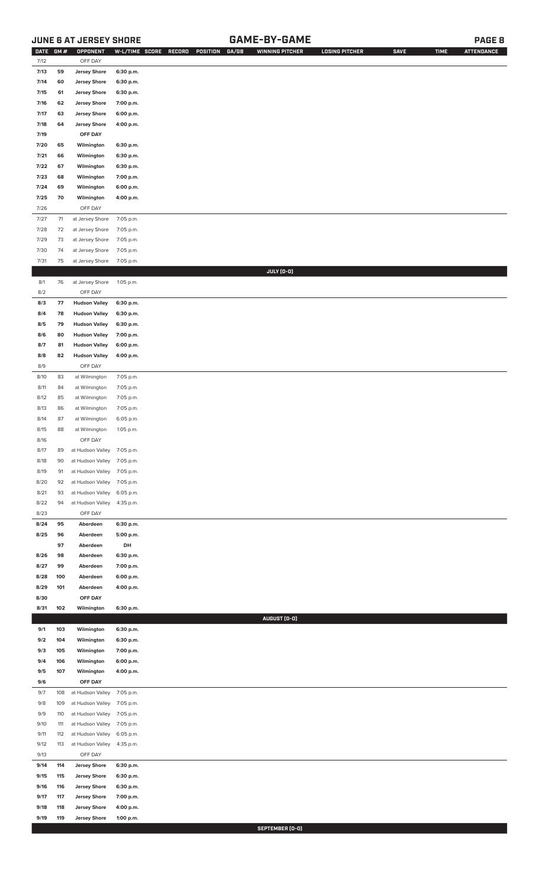## JUNE 6 AT JERSEY SHORE — GAME-BY-GAME

| DATE | GM # | OPPONENT | W-L/TIME | SCORE | RECORD | POSITION | GA/GB | WINNING PITCHER | LOSING PITCHER | SAVE | TIME | ATTENDANCE |
|---|---|---|---|---|---|---|---|---|---|---|---|---|
| 7/12 | | OFF DAY | | | | | | | | | | |
| 7/13 | 59 | Jersey Shore | 6:30 p.m. | | | | | | | | | |
| 7/14 | 60 | Jersey Shore | 6:30 p.m. | | | | | | | | | |
| 7/15 | 61 | Jersey Shore | 6:30 p.m. | | | | | | | | | |
| 7/16 | 62 | Jersey Shore | 7:00 p.m. | | | | | | | | | |
| 7/17 | 63 | Jersey Shore | 6:00 p.m. | | | | | | | | | |
| 7/18 | 64 | Jersey Shore | 4:00 p.m. | | | | | | | | | |
| 7/19 | | OFF DAY | | | | | | | | | | |
| 7/20 | 65 | Wilmington | 6:30 p.m. | | | | | | | | | |
| 7/21 | 66 | Wilmington | 6:30 p.m. | | | | | | | | | |
| 7/22 | 67 | Wilmington | 6:30 p.m. | | | | | | | | | |
| 7/23 | 68 | Wilmington | 7:00 p.m. | | | | | | | | | |
| 7/24 | 69 | Wilmington | 6:00 p.m. | | | | | | | | | |
| 7/25 | 70 | Wilmington | 4:00 p.m. | | | | | | | | | |
| 7/26 | | OFF DAY | | | | | | | | | | |
| 7/27 | 71 | at Jersey Shore | 7:05 p.m. | | | | | | | | | |
| 7/28 | 72 | at Jersey Shore | 7:05 p.m. | | | | | | | | | |
| 7/29 | 73 | at Jersey Shore | 7:05 p.m. | | | | | | | | | |
| 7/30 | 74 | at Jersey Shore | 7:05 p.m. | | | | | | | | | |
| 7/31 | 75 | at Jersey Shore | 7:05 p.m. | | | | | | | | | |
| | | | | | | | | JULY (0-0) | | | | |
| 8/1 | 76 | at Jersey Shore | 1:05 p.m. | | | | | | | | | |
| 8/2 | | OFF DAY | | | | | | | | | | |
| 8/3 | 77 | Hudson Valley | 6:30 p.m. | | | | | | | | | |
| 8/4 | 78 | Hudson Valley | 6:30 p.m. | | | | | | | | | |
| 8/5 | 79 | Hudson Valley | 6:30 p.m. | | | | | | | | | |
| 8/6 | 80 | Hudson Valley | 7:00 p.m. | | | | | | | | | |
| 8/7 | 81 | Hudson Valley | 6:00 p.m. | | | | | | | | | |
| 8/8 | 82 | Hudson Valley | 4:00 p.m. | | | | | | | | | |
| 8/9 | | OFF DAY | | | | | | | | | | |
| 8/10 | 83 | at Wilmington | 7:05 p.m. | | | | | | | | | |
| 8/11 | 84 | at Wilmington | 7:05 p.m. | | | | | | | | | |
| 8/12 | 85 | at Wilmington | 7:05 p.m. | | | | | | | | | |
| 8/13 | 86 | at Wilmington | 7:05 p.m. | | | | | | | | | |
| 8/14 | 87 | at Wilmington | 6:05 p.m. | | | | | | | | | |
| 8/15 | 88 | at Wilmington | 1:05 p.m. | | | | | | | | | |
| 8/16 | | OFF DAY | | | | | | | | | | |
| 8/17 | 89 | at Hudson Valley | 7:05 p.m. | | | | | | | | | |
| 8/18 | 90 | at Hudson Valley | 7:05 p.m. | | | | | | | | | |
| 8/19 | 91 | at Hudson Valley | 7:05 p.m. | | | | | | | | | |
| 8/20 | 92 | at Hudson Valley | 7:05 p.m. | | | | | | | | | |
| 8/21 | 93 | at Hudson Valley | 6:05 p.m. | | | | | | | | | |
| 8/22 | 94 | at Hudson Valley | 4:35 p.m. | | | | | | | | | |
| 8/23 | | OFF DAY | | | | | | | | | | |
| 8/24 | 95 | Aberdeen | 6:30 p.m. | | | | | | | | | |
| 8/25 | 96 | Aberdeen | 5:00 p.m. | | | | | | | | | |
| | 97 | Aberdeen | DH | | | | | | | | | |
| 8/26 | 98 | Aberdeen | 6:30 p.m. | | | | | | | | | |
| 8/27 | 99 | Aberdeen | 7:00 p.m. | | | | | | | | | |
| 8/28 | 100 | Aberdeen | 6:00 p.m. | | | | | | | | | |
| 8/29 | 101 | Aberdeen | 4:00 p.m. | | | | | | | | | |
| 8/30 | | OFF DAY | | | | | | | | | | |
| 8/31 | 102 | Wilmington | 6:30 p.m. | | | | | | | | | |
| | | | | | | | | AUGUST (0-0) | | | | |
| 9/1 | 103 | Wilmington | 6:30 p.m. | | | | | | | | | |
| 9/2 | 104 | Wilmington | 6:30 p.m. | | | | | | | | | |
| 9/3 | 105 | Wilmington | 7:00 p.m. | | | | | | | | | |
| 9/4 | 106 | Wilmington | 6:00 p.m. | | | | | | | | | |
| 9/5 | 107 | Wilmington | 4:00 p.m. | | | | | | | | | |
| 9/6 | | OFF DAY | | | | | | | | | | |
| 9/7 | 108 | at Hudson Valley | 7:05 p.m. | | | | | | | | | |
| 9/8 | 109 | at Hudson Valley | 7:05 p.m. | | | | | | | | | |
| 9/9 | 110 | at Hudson Valley | 7:05 p.m. | | | | | | | | | |
| 9/10 | 111 | at Hudson Valley | 7:05 p.m. | | | | | | | | | |
| 9/11 | 112 | at Hudson Valley | 6:05 p.m. | | | | | | | | | |
| 9/12 | 113 | at Hudson Valley | 4:35 p.m. | | | | | | | | | |
| 9/13 | | OFF DAY | | | | | | | | | | |
| 9/14 | 114 | Jersey Shore | 6:30 p.m. | | | | | | | | | |
| 9/15 | 115 | Jersey Shore | 6:30 p.m. | | | | | | | | | |
| 9/16 | 116 | Jersey Shore | 6:30 p.m. | | | | | | | | | |
| 9/17 | 117 | Jersey Shore | 7:00 p.m. | | | | | | | | | |
| 9/18 | 118 | Jersey Shore | 4:00 p.m. | | | | | | | | | |
| 9/19 | 119 | Jersey Shore | 1:00 p.m. | | | | | | | | | |
| | | | | | | | | SEPTEMBER (0-0) | | | | |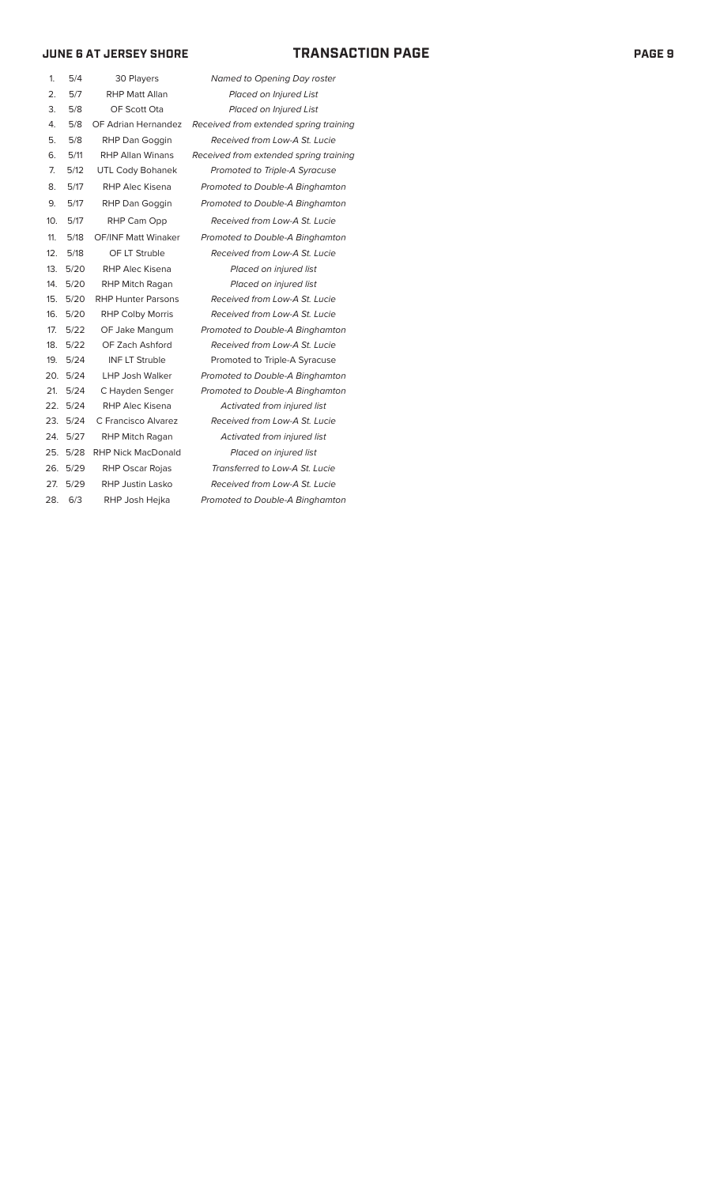## TRANSACTION PAGE

| | | | |
|---|---|---|---|
| 1. | 5/4 | 30 Players | *Named to Opening Day roster* |
| 2. | 5/7 | RHP Matt Allan | *Placed on Injured List* |
| 3. | 5/8 | OF Scott Ota | *Placed on Injured List* |
| 4. | 5/8 | OF Adrian Hernandez | *Received from extended spring training* |
| 5. | 5/8 | RHP Dan Goggin | *Received from Low-A St. Lucie* |
| 6. | 5/11 | RHP Allan Winans | *Received from extended spring training* |
| 7. | 5/12 | UTL Cody Bohanek | *Promoted to Triple-A Syracuse* |
| 8. | 5/17 | RHP Alec Kisena | *Promoted to Double-A Binghamton* |
| 9. | 5/17 | RHP Dan Goggin | *Promoted to Double-A Binghamton* |
| 10. | 5/17 | RHP Cam Opp | *Received from Low-A St. Lucie* |
| 11. | 5/18 | OF/INF Matt Winaker | *Promoted to Double-A Binghamton* |
| 12. | 5/18 | OF LT Struble | *Received from Low-A St. Lucie* |
| 13. | 5/20 | RHP Alec Kisena | *Placed on injured list* |
| 14. | 5/20 | RHP Mitch Ragan | *Placed on injured list* |
| 15. | 5/20 | RHP Hunter Parsons | *Received from Low-A St. Lucie* |
| 16. | 5/20 | RHP Colby Morris | *Received from Low-A St. Lucie* |
| 17. | 5/22 | OF Jake Mangum | *Promoted to Double-A Binghamton* |
| 18. | 5/22 | OF Zach Ashford | *Received from Low-A St. Lucie* |
| 19. | 5/24 | INF LT Struble | Promoted to Triple-A Syracuse |
| 20. | 5/24 | LHP Josh Walker | *Promoted to Double-A Binghamton* |
| 21. | 5/24 | C Hayden Senger | *Promoted to Double-A Binghamton* |
| 22. | 5/24 | RHP Alec Kisena | *Activated from injured list* |
| 23. | 5/24 | C Francisco Alvarez | *Received from Low-A St. Lucie* |
| 24. | 5/27 | RHP Mitch Ragan | *Activated from injured list* |
| 25. | 5/28 | RHP Nick MacDonald | *Placed on injured list* |
| 26. | 5/29 | RHP Oscar Rojas | *Transferred to Low-A St. Lucie* |
| 27. | 5/29 | RHP Justin Lasko | *Received from Low-A St. Lucie* |
| 28. | 6/3 | RHP Josh Hejka | *Promoted to Double-A Binghamton* |